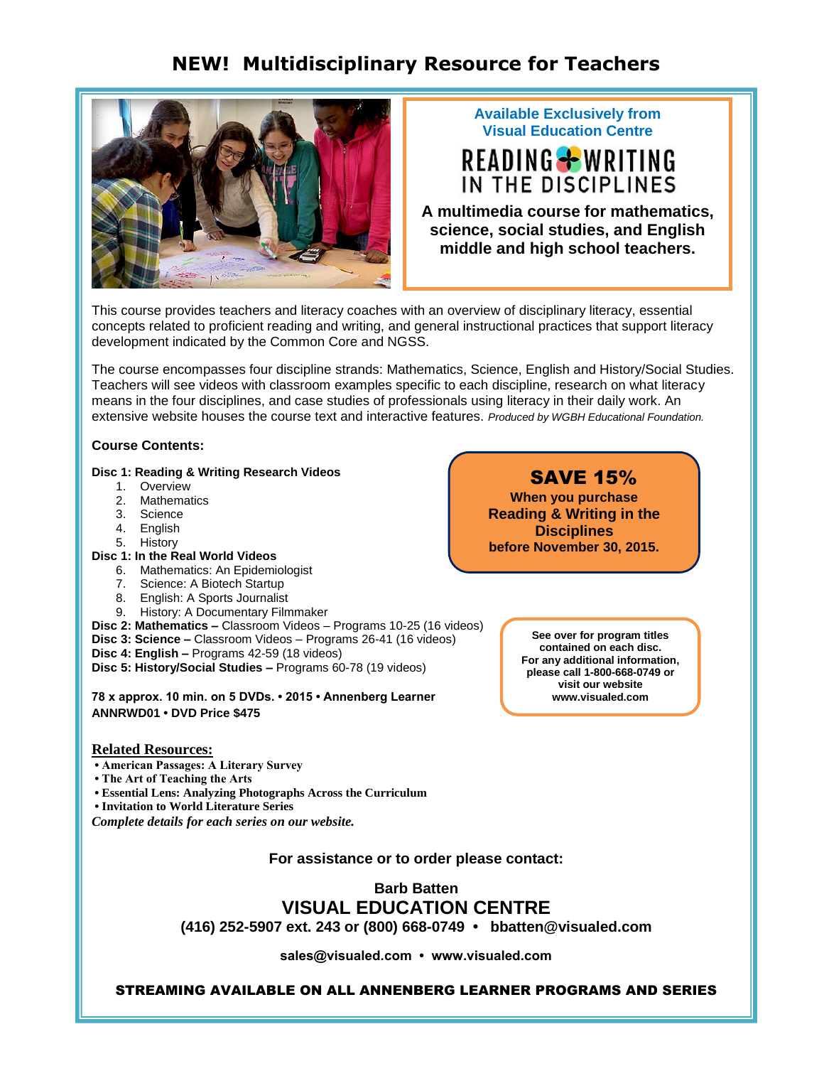# NEW! Multidisciplinary Resource for Teachers

**Available Exclusively from Visual Education Centre**

## READING & WRITING IN THE DISCIPLINES

**A multimedia course for mathematics, science, social studies, and English middle and high school teachers.**

This course provides teachers and literacy coaches with an overview of disciplinary literacy, essential concepts related to proficient reading and writing, and general instructional practices that support literacy development indicated by the Common Core and NGSS.

The course encompasses four discipline strands: Mathematics, Science, English and History/Social Studies. Teachers will see videos with classroom examples specific to each discipline, research on what literacy means in the four disciplines, and case studies of professionals using literacy in their daily work. An extensive website houses the course text and interactive features. *Produced by WGBH Educational Foundation.*

**Course Contents:**

**Disc 1: Reading & Writing Research Videos**

1. Overview
2. Mathematics
3. Science
4. English
5. History

**Disc 1: In the Real World Videos**

6. Mathematics: An Epidemiologist
7. Science: A Biotech Startup
8. English: A Sports Journalist
9. History: A Documentary Filmmaker

**Disc 2: Mathematics –** Classroom Videos – Programs 10-25 (16 videos)
**Disc 3: Science –** Classroom Videos – Programs 26-41 (16 videos)
**Disc 4: English –** Programs 42-59 (18 videos)
**Disc 5: History/Social Studies –** Programs 60-78 (19 videos)

**78 x approx. 10 min. on 5 DVDs. • 2015 • Annenberg Learner**
**ANNRWD01 • DVD Price $475**

**SAVE 15%**
**When you purchase Reading & Writing in the Disciplines before November 30, 2015.**

**See over for program titles contained on each disc. For any additional information, please call 1-800-668-0749 or visit our website www.visualed.com**

**Related Resources:**

- **American Passages: A Literary Survey**
- **The Art of Teaching the Arts**
- **Essential Lens: Analyzing Photographs Across the Curriculum**
- **Invitation to World Literature Series**

***Complete details for each series on our website.***

**For assistance or to order please contact:**

**Barb Batten**
**VISUAL EDUCATION CENTRE**
**(416) 252-5907 ext. 243 or (800) 668-0749 • bbatten@visualed.com**

**sales@visualed.com • www.visualed.com**

**STREAMING AVAILABLE ON ALL ANNENBERG LEARNER PROGRAMS AND SERIES**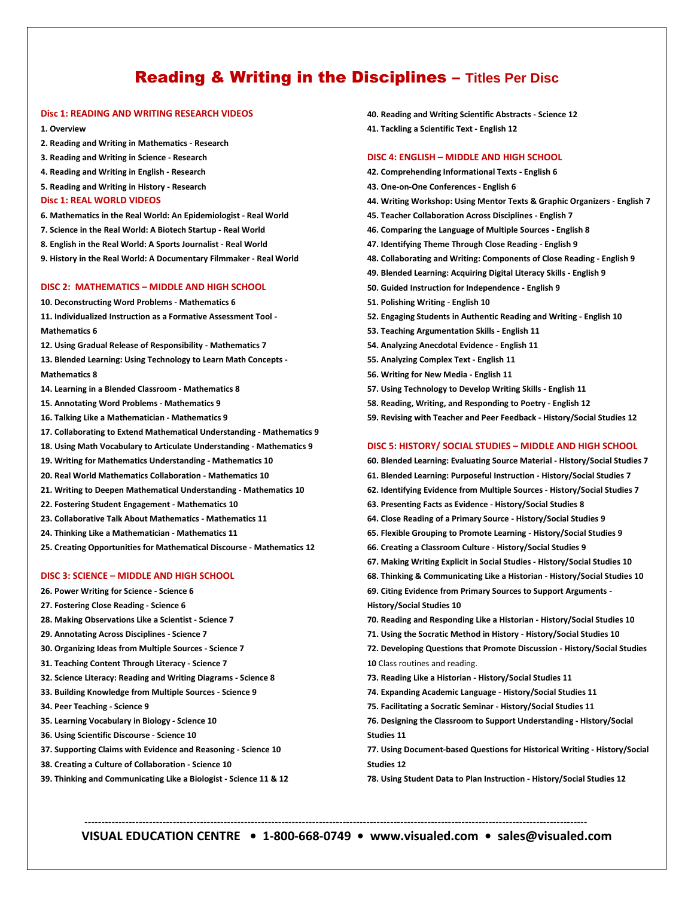# Reading & Writing in the Disciplines – Titles Per Disc

## Disc 1: READING AND WRITING RESEARCH VIDEOS

**1. Overview**

**2. Reading and Writing in Mathematics - Research**

**3. Reading and Writing in Science - Research**

**4. Reading and Writing in English - Research**

**5. Reading and Writing in History - Research**

## Disc 1: REAL WORLD VIDEOS

**6. Mathematics in the Real World: An Epidemiologist - Real World**

**7. Science in the Real World: A Biotech Startup - Real World**

**8. English in the Real World: A Sports Journalist - Real World**

**9. History in the Real World: A Documentary Filmmaker - Real World**

## DISC 2: MATHEMATICS – MIDDLE AND HIGH SCHOOL

**10. Deconstructing Word Problems - Mathematics 6**

**11. Individualized Instruction as a Formative Assessment Tool - Mathematics 6**

**12. Using Gradual Release of Responsibility - Mathematics 7**

**13. Blended Learning: Using Technology to Learn Math Concepts - Mathematics 8**

**14. Learning in a Blended Classroom - Mathematics 8**

**15. Annotating Word Problems - Mathematics 9**

**16. Talking Like a Mathematician - Mathematics 9**

**17. Collaborating to Extend Mathematical Understanding - Mathematics 9**

**18. Using Math Vocabulary to Articulate Understanding - Mathematics 9**

**19. Writing for Mathematics Understanding - Mathematics 10**

**20. Real World Mathematics Collaboration - Mathematics 10**

**21. Writing to Deepen Mathematical Understanding - Mathematics 10**

**22. Fostering Student Engagement - Mathematics 10**

**23. Collaborative Talk About Mathematics - Mathematics 11**

**24. Thinking Like a Mathematician - Mathematics 11**

**25. Creating Opportunities for Mathematical Discourse - Mathematics 12**

## DISC 3: SCIENCE – MIDDLE AND HIGH SCHOOL

**26. Power Writing for Science - Science 6**

**27. Fostering Close Reading - Science 6**

**28. Making Observations Like a Scientist - Science 7**

**29. Annotating Across Disciplines - Science 7**

**30. Organizing Ideas from Multiple Sources - Science 7**

**31. Teaching Content Through Literacy - Science 7**

**32. Science Literacy: Reading and Writing Diagrams - Science 8**

**33. Building Knowledge from Multiple Sources - Science 9**

**34. Peer Teaching - Science 9**

**35. Learning Vocabulary in Biology - Science 10**

**36. Using Scientific Discourse - Science 10**

**37. Supporting Claims with Evidence and Reasoning - Science 10**

**38. Creating a Culture of Collaboration - Science 10**

**39. Thinking and Communicating Like a Biologist - Science 11 & 12**

**40. Reading and Writing Scientific Abstracts - Science 12**

**41. Tackling a Scientific Text - English 12**

## DISC 4: ENGLISH – MIDDLE AND HIGH SCHOOL

**42. Comprehending Informational Texts - English 6**

**43. One-on-One Conferences - English 6**

**44. Writing Workshop: Using Mentor Texts & Graphic Organizers - English 7**

**45. Teacher Collaboration Across Disciplines - English 7**

**46. Comparing the Language of Multiple Sources - English 8**

**47. Identifying Theme Through Close Reading - English 9**

**48. Collaborating and Writing: Components of Close Reading - English 9**

**49. Blended Learning: Acquiring Digital Literacy Skills - English 9**

**50. Guided Instruction for Independence - English 9**

**51. Polishing Writing - English 10**

**52. Engaging Students in Authentic Reading and Writing - English 10**

**53. Teaching Argumentation Skills - English 11**

**54. Analyzing Anecdotal Evidence - English 11**

**55. Analyzing Complex Text - English 11**

**56. Writing for New Media - English 11**

**57. Using Technology to Develop Writing Skills - English 11**

**58. Reading, Writing, and Responding to Poetry - English 12**

**59. Revising with Teacher and Peer Feedback - History/Social Studies 12**

## DISC 5: HISTORY/ SOCIAL STUDIES – MIDDLE AND HIGH SCHOOL

**60. Blended Learning: Evaluating Source Material - History/Social Studies 7**

**61. Blended Learning: Purposeful Instruction - History/Social Studies 7**

**62. Identifying Evidence from Multiple Sources - History/Social Studies 7**

**63. Presenting Facts as Evidence - History/Social Studies 8**

**64. Close Reading of a Primary Source - History/Social Studies 9**

**65. Flexible Grouping to Promote Learning - History/Social Studies 9**

**66. Creating a Classroom Culture - History/Social Studies 9**

**67. Making Writing Explicit in Social Studies - History/Social Studies 10**

**68. Thinking & Communicating Like a Historian - History/Social Studies 10**

**69. Citing Evidence from Primary Sources to Support Arguments - History/Social Studies 10**

**70. Reading and Responding Like a Historian - History/Social Studies 10**

**71. Using the Socratic Method in History - History/Social Studies 10**

**72. Developing Questions that Promote Discussion - History/Social Studies 10** Class routines and reading.

**73. Reading Like a Historian - History/Social Studies 11**

**74. Expanding Academic Language - History/Social Studies 11**

**75. Facilitating a Socratic Seminar - History/Social Studies 11**

**76. Designing the Classroom to Support Understanding - History/Social Studies 11**

**77. Using Document-based Questions for Historical Writing - History/Social Studies 12**

**78. Using Student Data to Plan Instruction - History/Social Studies 12**

---

**VISUAL EDUCATION CENTRE • 1-800-668-0749 • www.visualed.com • sales@visualed.com**